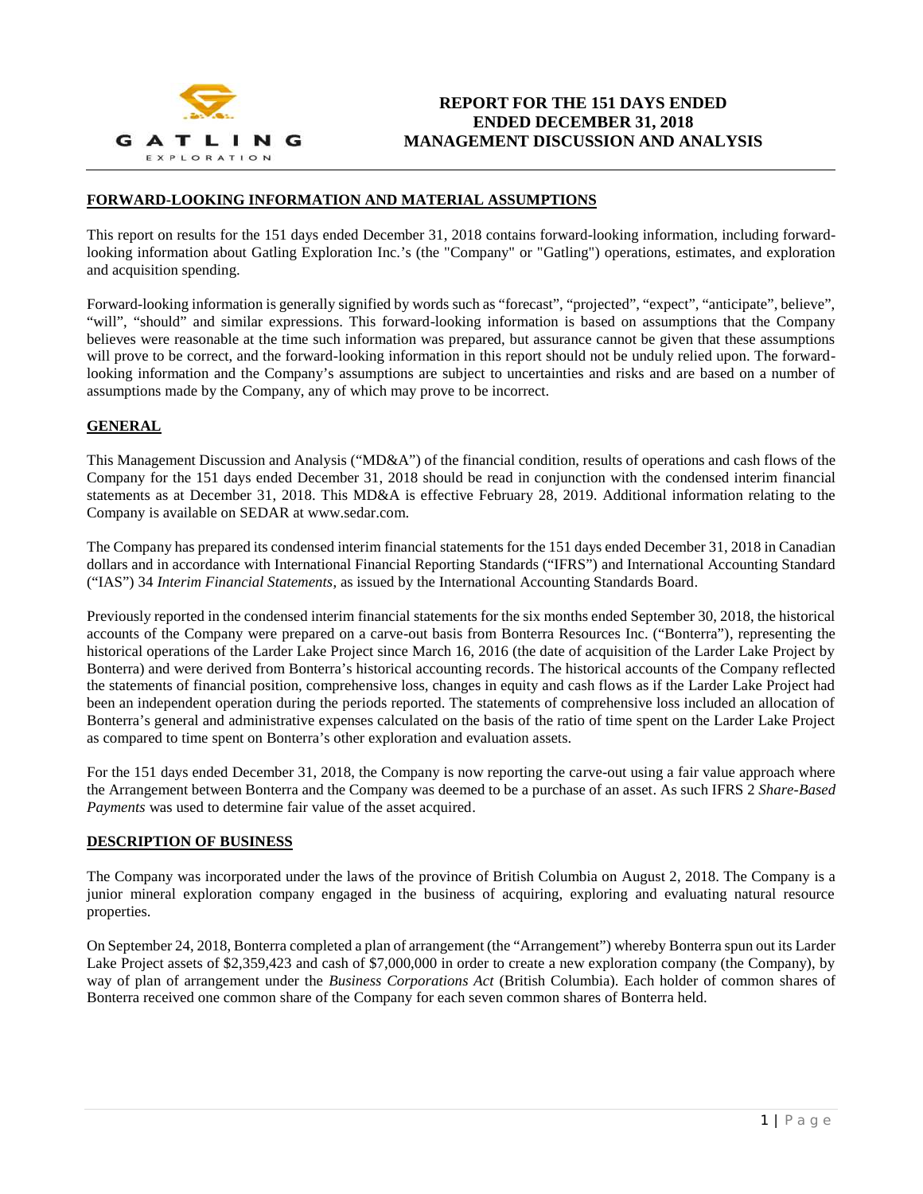# REPORT FOR THE 151 DAYS ENDED ENDED DECEMBER 31, 2018 MANAGEMENT DISCUSSION AND ANALYSIS

## FORWARD-LOOKING INFORMATION AND MATERIAL ASSUMPTIONS

This report on results for the 151 days ended December 31, 2018 contains forward-looking information, including forward-looking information about Gatling Exploration Inc.'s (the "Company" or "Gatling") operations, estimates, and exploration and acquisition spending.

Forward-looking information is generally signified by words such as "forecast", "projected", "expect", "anticipate", believe", "will", "should" and similar expressions. This forward-looking information is based on assumptions that the Company believes were reasonable at the time such information was prepared, but assurance cannot be given that these assumptions will prove to be correct, and the forward-looking information in this report should not be unduly relied upon. The forward-looking information and the Company's assumptions are subject to uncertainties and risks and are based on a number of assumptions made by the Company, any of which may prove to be incorrect.

## GENERAL

This Management Discussion and Analysis ("MD&A") of the financial condition, results of operations and cash flows of the Company for the 151 days ended December 31, 2018 should be read in conjunction with the condensed interim financial statements as at December 31, 2018. This MD&A is effective February 28, 2019. Additional information relating to the Company is available on SEDAR at www.sedar.com.

The Company has prepared its condensed interim financial statements for the 151 days ended December 31, 2018 in Canadian dollars and in accordance with International Financial Reporting Standards ("IFRS") and International Accounting Standard ("IAS") 34 *Interim Financial Statements*, as issued by the International Accounting Standards Board.

Previously reported in the condensed interim financial statements for the six months ended September 30, 2018, the historical accounts of the Company were prepared on a carve-out basis from Bonterra Resources Inc. ("Bonterra"), representing the historical operations of the Larder Lake Project since March 16, 2016 (the date of acquisition of the Larder Lake Project by Bonterra) and were derived from Bonterra's historical accounting records. The historical accounts of the Company reflected the statements of financial position, comprehensive loss, changes in equity and cash flows as if the Larder Lake Project had been an independent operation during the periods reported. The statements of comprehensive loss included an allocation of Bonterra's general and administrative expenses calculated on the basis of the ratio of time spent on the Larder Lake Project as compared to time spent on Bonterra's other exploration and evaluation assets.

For the 151 days ended December 31, 2018, the Company is now reporting the carve-out using a fair value approach where the Arrangement between Bonterra and the Company was deemed to be a purchase of an asset. As such IFRS 2 *Share-Based Payments* was used to determine fair value of the asset acquired.

## DESCRIPTION OF BUSINESS

The Company was incorporated under the laws of the province of British Columbia on August 2, 2018. The Company is a junior mineral exploration company engaged in the business of acquiring, exploring and evaluating natural resource properties.

On September 24, 2018, Bonterra completed a plan of arrangement (the "Arrangement") whereby Bonterra spun out its Larder Lake Project assets of $2,359,423 and cash of $7,000,000 in order to create a new exploration company (the Company), by way of plan of arrangement under the *Business Corporations Act* (British Columbia). Each holder of common shares of Bonterra received one common share of the Company for each seven common shares of Bonterra held.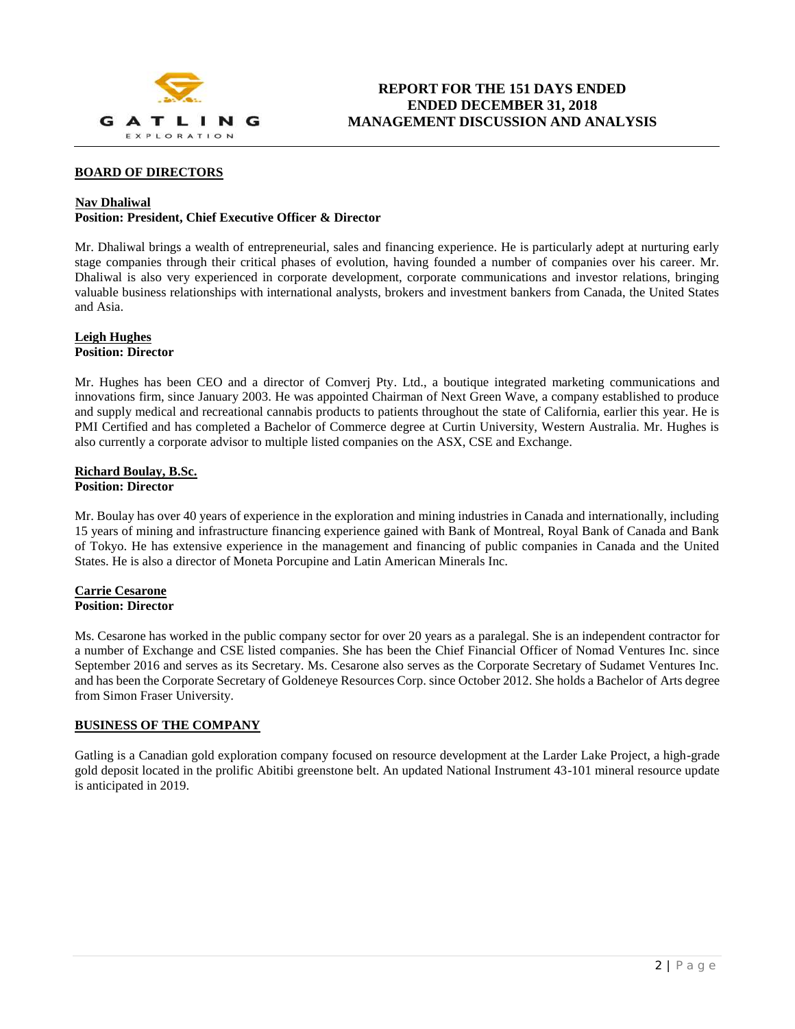## BOARD OF DIRECTORS

**Nav Dhaliwal**
**Position: President, Chief Executive Officer & Director**

Mr. Dhaliwal brings a wealth of entrepreneurial, sales and financing experience. He is particularly adept at nurturing early stage companies through their critical phases of evolution, having founded a number of companies over his career. Mr. Dhaliwal is also very experienced in corporate development, corporate communications and investor relations, bringing valuable business relationships with international analysts, brokers and investment bankers from Canada, the United States and Asia.

**Leigh Hughes**
**Position: Director**

Mr. Hughes has been CEO and a director of Comverj Pty. Ltd., a boutique integrated marketing communications and innovations firm, since January 2003. He was appointed Chairman of Next Green Wave, a company established to produce and supply medical and recreational cannabis products to patients throughout the state of California, earlier this year. He is PMI Certified and has completed a Bachelor of Commerce degree at Curtin University, Western Australia. Mr. Hughes is also currently a corporate advisor to multiple listed companies on the ASX, CSE and Exchange.

**Richard Boulay, B.Sc.**
**Position: Director**

Mr. Boulay has over 40 years of experience in the exploration and mining industries in Canada and internationally, including 15 years of mining and infrastructure financing experience gained with Bank of Montreal, Royal Bank of Canada and Bank of Tokyo. He has extensive experience in the management and financing of public companies in Canada and the United States. He is also a director of Moneta Porcupine and Latin American Minerals Inc.

**Carrie Cesarone**
**Position: Director**

Ms. Cesarone has worked in the public company sector for over 20 years as a paralegal. She is an independent contractor for a number of Exchange and CSE listed companies. She has been the Chief Financial Officer of Nomad Ventures Inc. since September 2016 and serves as its Secretary. Ms. Cesarone also serves as the Corporate Secretary of Sudamet Ventures Inc. and has been the Corporate Secretary of Goldeneye Resources Corp. since October 2012. She holds a Bachelor of Arts degree from Simon Fraser University.

## BUSINESS OF THE COMPANY

Gatling is a Canadian gold exploration company focused on resource development at the Larder Lake Project, a high-grade gold deposit located in the prolific Abitibi greenstone belt. An updated National Instrument 43-101 mineral resource update is anticipated in 2019.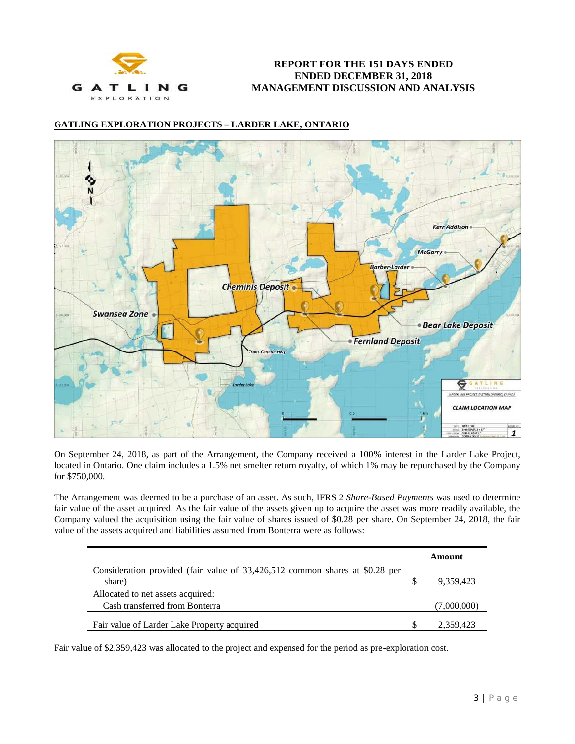## GATLING EXPLORATION PROJECTS – LARDER LAKE, ONTARIO

On September 24, 2018, as part of the Arrangement, the Company received a 100% interest in the Larder Lake Project, located in Ontario. One claim includes a 1.5% net smelter return royalty, of which 1% may be repurchased by the Company for $750,000.

The Arrangement was deemed to be a purchase of an asset. As such, IFRS 2 *Share-Based Payments* was used to determine fair value of the asset acquired. As the fair value of the assets given up to acquire the asset was more readily available, the Company valued the acquisition using the fair value of shares issued of $0.28 per share. On September 24, 2018, the fair value of the assets acquired and liabilities assumed from Bonterra were as follows:

| | | Amount |
|---|---|---|
| Consideration provided (fair value of 33,426,512 common shares at $0.28 per share) | $ | 9,359,423 |
| Allocated to net assets acquired: | | |
| Cash transferred from Bonterra | | (7,000,000) |
| Fair value of Larder Lake Property acquired | $ | 2,359,423 |

Fair value of $2,359,423 was allocated to the project and expensed for the period as pre-exploration cost.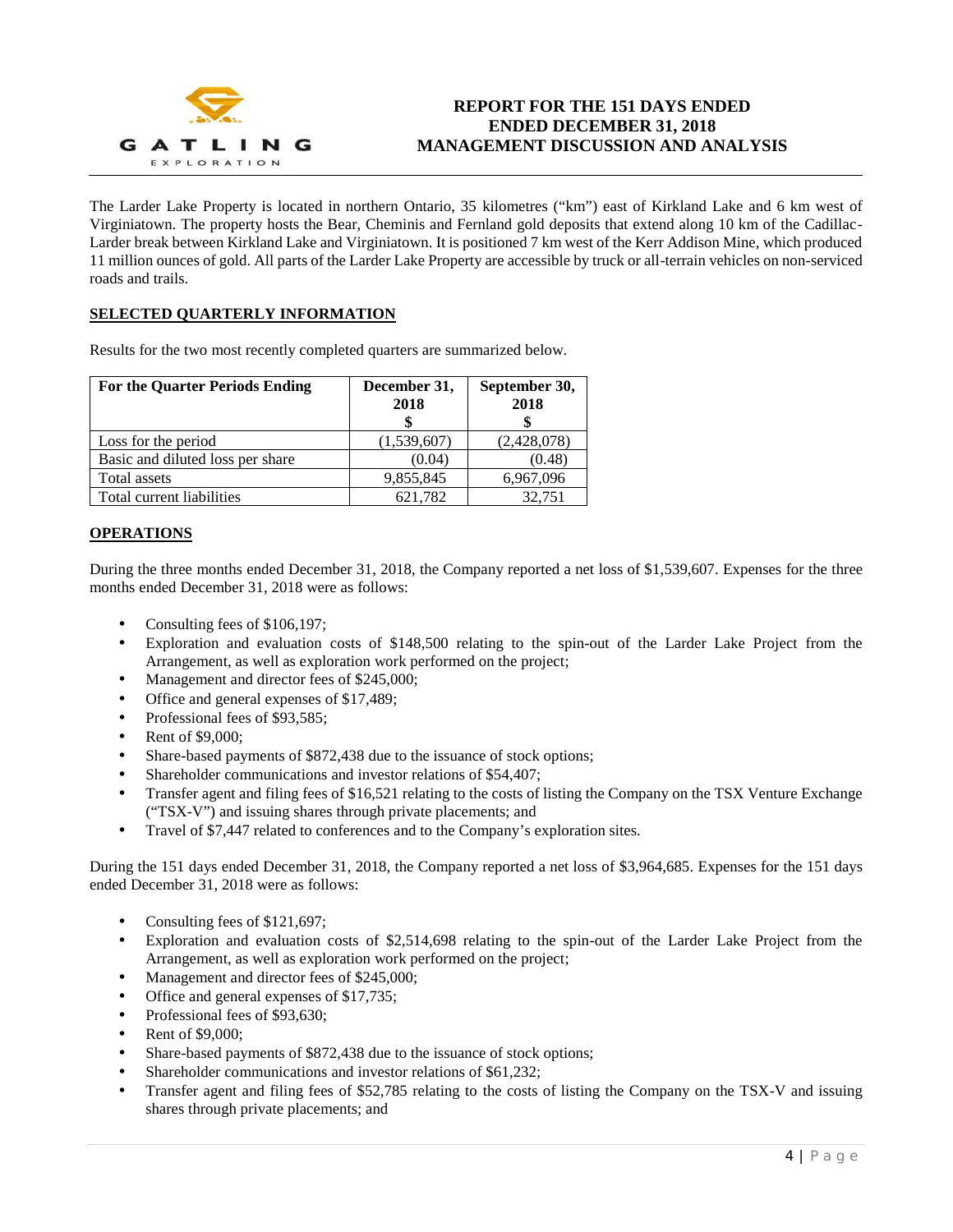The Larder Lake Property is located in northern Ontario, 35 kilometres ("km") east of Kirkland Lake and 6 km west of Virginiatown. The property hosts the Bear, Cheminis and Fernland gold deposits that extend along 10 km of the Cadillac-Larder break between Kirkland Lake and Virginiatown. It is positioned 7 km west of the Kerr Addison Mine, which produced 11 million ounces of gold. All parts of the Larder Lake Property are accessible by truck or all-terrain vehicles on non-serviced roads and trails.

## SELECTED QUARTERLY INFORMATION

Results for the two most recently completed quarters are summarized below.

| For the Quarter Periods Ending | December 31, 2018 $ | September 30, 2018 $ |
|---|---|---|
| Loss for the period | (1,539,607) | (2,428,078) |
| Basic and diluted loss per share | (0.04) | (0.48) |
| Total assets | 9,855,845 | 6,967,096 |
| Total current liabilities | 621,782 | 32,751 |

## OPERATIONS

During the three months ended December 31, 2018, the Company reported a net loss of $1,539,607. Expenses for the three months ended December 31, 2018 were as follows:

- Consulting fees of $106,197;
- Exploration and evaluation costs of $148,500 relating to the spin-out of the Larder Lake Project from the Arrangement, as well as exploration work performed on the project;
- Management and director fees of $245,000;
- Office and general expenses of $17,489;
- Professional fees of $93,585;
- Rent of $9,000;
- Share-based payments of $872,438 due to the issuance of stock options;
- Shareholder communications and investor relations of $54,407;
- Transfer agent and filing fees of $16,521 relating to the costs of listing the Company on the TSX Venture Exchange ("TSX-V") and issuing shares through private placements; and
- Travel of $7,447 related to conferences and to the Company's exploration sites.

During the 151 days ended December 31, 2018, the Company reported a net loss of $3,964,685. Expenses for the 151 days ended December 31, 2018 were as follows:

- Consulting fees of $121,697;
- Exploration and evaluation costs of $2,514,698 relating to the spin-out of the Larder Lake Project from the Arrangement, as well as exploration work performed on the project;
- Management and director fees of $245,000;
- Office and general expenses of $17,735;
- Professional fees of $93,630;
- Rent of $9,000;
- Share-based payments of $872,438 due to the issuance of stock options;
- Shareholder communications and investor relations of $61,232;
- Transfer agent and filing fees of $52,785 relating to the costs of listing the Company on the TSX-V and issuing shares through private placements; and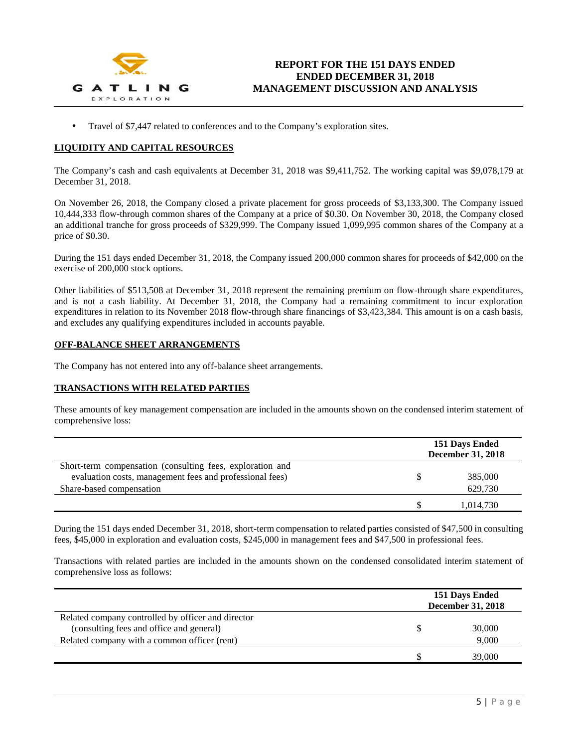- Travel of $7,447 related to conferences and to the Company's exploration sites.

## LIQUIDITY AND CAPITAL RESOURCES

The Company's cash and cash equivalents at December 31, 2018 was $9,411,752. The working capital was $9,078,179 at December 31, 2018.

On November 26, 2018, the Company closed a private placement for gross proceeds of $3,133,300. The Company issued 10,444,333 flow-through common shares of the Company at a price of $0.30. On November 30, 2018, the Company closed an additional tranche for gross proceeds of $329,999. The Company issued 1,099,995 common shares of the Company at a price of $0.30.

During the 151 days ended December 31, 2018, the Company issued 200,000 common shares for proceeds of $42,000 on the exercise of 200,000 stock options.

Other liabilities of $513,508 at December 31, 2018 represent the remaining premium on flow-through share expenditures, and is not a cash liability. At December 31, 2018, the Company had a remaining commitment to incur exploration expenditures in relation to its November 2018 flow-through share financings of $3,423,384. This amount is on a cash basis, and excludes any qualifying expenditures included in accounts payable.

## OFF-BALANCE SHEET ARRANGEMENTS

The Company has not entered into any off-balance sheet arrangements.

## TRANSACTIONS WITH RELATED PARTIES

These amounts of key management compensation are included in the amounts shown on the condensed interim statement of comprehensive loss:

| | | 151 Days Ended December 31, 2018 |
|---|---|---|
| Short-term compensation (consulting fees, exploration and evaluation costs, management fees and professional fees) | $ | 385,000 |
| Share-based compensation | | 629,730 |
| | $ | 1,014,730 |

During the 151 days ended December 31, 2018, short-term compensation to related parties consisted of $47,500 in consulting fees, $45,000 in exploration and evaluation costs, $245,000 in management fees and $47,500 in professional fees.

Transactions with related parties are included in the amounts shown on the condensed consolidated interim statement of comprehensive loss as follows:

| | | 151 Days Ended December 31, 2018 |
|---|---|---|
| Related company controlled by officer and director (consulting fees and office and general) | $ | 30,000 |
| Related company with a common officer (rent) | | 9,000 |
| | $ | 39,000 |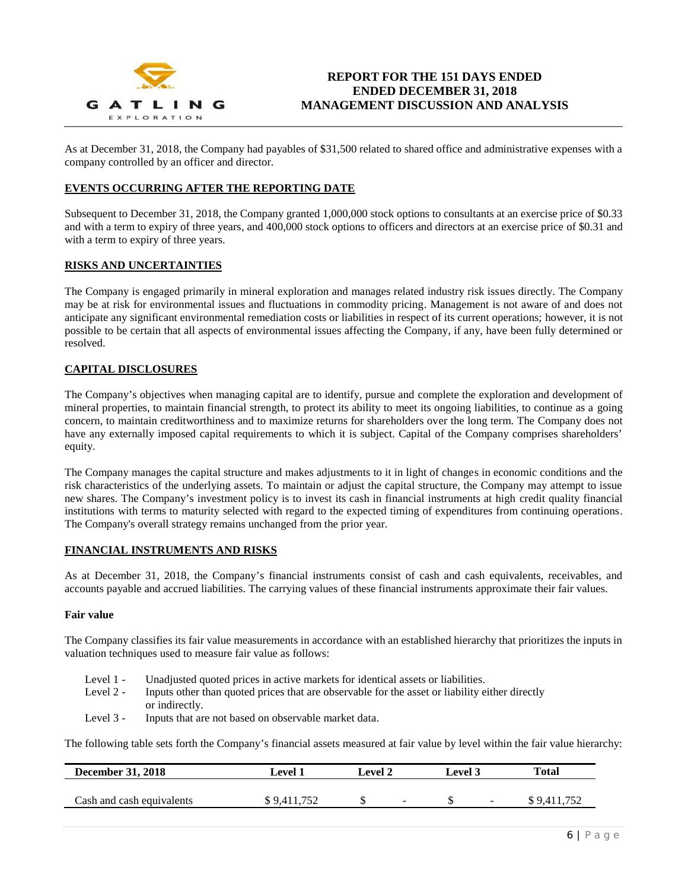As at December 31, 2018, the Company had payables of $31,500 related to shared office and administrative expenses with a company controlled by an officer and director.

## EVENTS OCCURRING AFTER THE REPORTING DATE

Subsequent to December 31, 2018, the Company granted 1,000,000 stock options to consultants at an exercise price of $0.33 and with a term to expiry of three years, and 400,000 stock options to officers and directors at an exercise price of $0.31 and with a term to expiry of three years.

## RISKS AND UNCERTAINTIES

The Company is engaged primarily in mineral exploration and manages related industry risk issues directly. The Company may be at risk for environmental issues and fluctuations in commodity pricing. Management is not aware of and does not anticipate any significant environmental remediation costs or liabilities in respect of its current operations; however, it is not possible to be certain that all aspects of environmental issues affecting the Company, if any, have been fully determined or resolved.

## CAPITAL DISCLOSURES

The Company's objectives when managing capital are to identify, pursue and complete the exploration and development of mineral properties, to maintain financial strength, to protect its ability to meet its ongoing liabilities, to continue as a going concern, to maintain creditworthiness and to maximize returns for shareholders over the long term. The Company does not have any externally imposed capital requirements to which it is subject. Capital of the Company comprises shareholders' equity.

The Company manages the capital structure and makes adjustments to it in light of changes in economic conditions and the risk characteristics of the underlying assets. To maintain or adjust the capital structure, the Company may attempt to issue new shares. The Company's investment policy is to invest its cash in financial instruments at high credit quality financial institutions with terms to maturity selected with regard to the expected timing of expenditures from continuing operations. The Company's overall strategy remains unchanged from the prior year.

## FINANCIAL INSTRUMENTS AND RISKS

As at December 31, 2018, the Company's financial instruments consist of cash and cash equivalents, receivables, and accounts payable and accrued liabilities. The carrying values of these financial instruments approximate their fair values.

**Fair value**

The Company classifies its fair value measurements in accordance with an established hierarchy that prioritizes the inputs in valuation techniques used to measure fair value as follows:

- Level 1 - Unadjusted quoted prices in active markets for identical assets or liabilities.
- Level 2 - Inputs other than quoted prices that are observable for the asset or liability either directly or indirectly.
- Level 3 - Inputs that are not based on observable market data.

The following table sets forth the Company's financial assets measured at fair value by level within the fair value hierarchy:

| December 31, 2018 | Level 1 | Level 2 | Level 3 | Total |
|---|---|---|---|---|
| Cash and cash equivalents | $ 9,411,752 | $ - | $ - | $ 9,411,752 |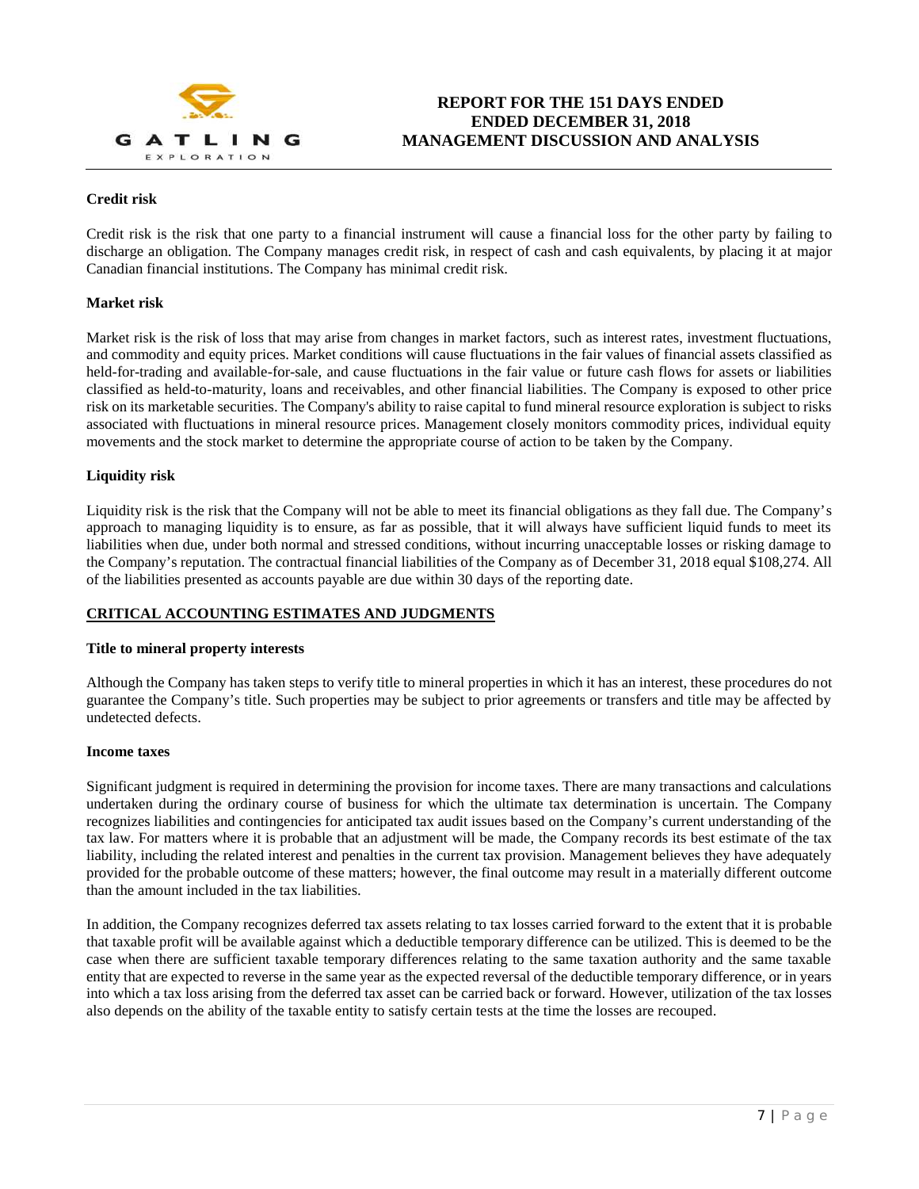### Credit risk

Credit risk is the risk that one party to a financial instrument will cause a financial loss for the other party by failing to discharge an obligation. The Company manages credit risk, in respect of cash and cash equivalents, by placing it at major Canadian financial institutions. The Company has minimal credit risk.

### Market risk

Market risk is the risk of loss that may arise from changes in market factors, such as interest rates, investment fluctuations, and commodity and equity prices. Market conditions will cause fluctuations in the fair values of financial assets classified as held-for-trading and available-for-sale, and cause fluctuations in the fair value or future cash flows for assets or liabilities classified as held-to-maturity, loans and receivables, and other financial liabilities. The Company is exposed to other price risk on its marketable securities. The Company's ability to raise capital to fund mineral resource exploration is subject to risks associated with fluctuations in mineral resource prices. Management closely monitors commodity prices, individual equity movements and the stock market to determine the appropriate course of action to be taken by the Company.

### Liquidity risk

Liquidity risk is the risk that the Company will not be able to meet its financial obligations as they fall due. The Company's approach to managing liquidity is to ensure, as far as possible, that it will always have sufficient liquid funds to meet its liabilities when due, under both normal and stressed conditions, without incurring unacceptable losses or risking damage to the Company's reputation. The contractual financial liabilities of the Company as of December 31, 2018 equal $108,274. All of the liabilities presented as accounts payable are due within 30 days of the reporting date.

## CRITICAL ACCOUNTING ESTIMATES AND JUDGMENTS

### Title to mineral property interests

Although the Company has taken steps to verify title to mineral properties in which it has an interest, these procedures do not guarantee the Company's title. Such properties may be subject to prior agreements or transfers and title may be affected by undetected defects.

### Income taxes

Significant judgment is required in determining the provision for income taxes. There are many transactions and calculations undertaken during the ordinary course of business for which the ultimate tax determination is uncertain. The Company recognizes liabilities and contingencies for anticipated tax audit issues based on the Company's current understanding of the tax law. For matters where it is probable that an adjustment will be made, the Company records its best estimate of the tax liability, including the related interest and penalties in the current tax provision. Management believes they have adequately provided for the probable outcome of these matters; however, the final outcome may result in a materially different outcome than the amount included in the tax liabilities.

In addition, the Company recognizes deferred tax assets relating to tax losses carried forward to the extent that it is probable that taxable profit will be available against which a deductible temporary difference can be utilized. This is deemed to be the case when there are sufficient taxable temporary differences relating to the same taxation authority and the same taxable entity that are expected to reverse in the same year as the expected reversal of the deductible temporary difference, or in years into which a tax loss arising from the deferred tax asset can be carried back or forward. However, utilization of the tax losses also depends on the ability of the taxable entity to satisfy certain tests at the time the losses are recouped.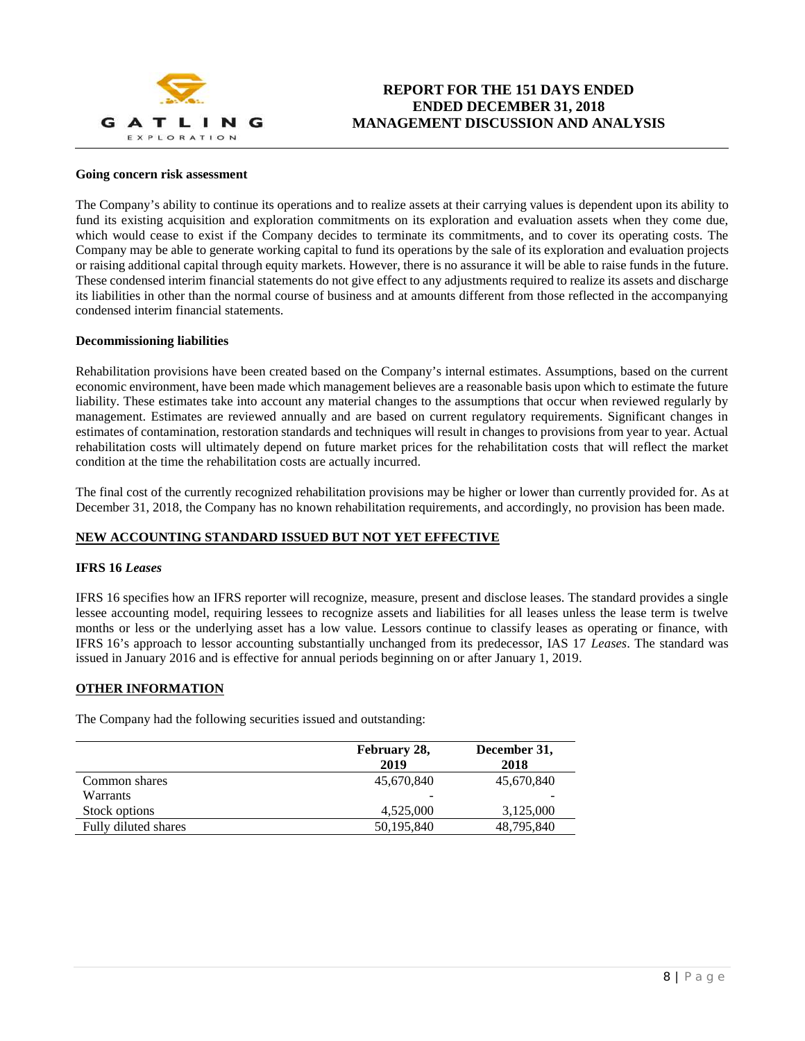**Going concern risk assessment**

The Company's ability to continue its operations and to realize assets at their carrying values is dependent upon its ability to fund its existing acquisition and exploration commitments on its exploration and evaluation assets when they come due, which would cease to exist if the Company decides to terminate its commitments, and to cover its operating costs. The Company may be able to generate working capital to fund its operations by the sale of its exploration and evaluation projects or raising additional capital through equity markets. However, there is no assurance it will be able to raise funds in the future. These condensed interim financial statements do not give effect to any adjustments required to realize its assets and discharge its liabilities in other than the normal course of business and at amounts different from those reflected in the accompanying condensed interim financial statements.

**Decommissioning liabilities**

Rehabilitation provisions have been created based on the Company's internal estimates. Assumptions, based on the current economic environment, have been made which management believes are a reasonable basis upon which to estimate the future liability. These estimates take into account any material changes to the assumptions that occur when reviewed regularly by management. Estimates are reviewed annually and are based on current regulatory requirements. Significant changes in estimates of contamination, restoration standards and techniques will result in changes to provisions from year to year. Actual rehabilitation costs will ultimately depend on future market prices for the rehabilitation costs that will reflect the market condition at the time the rehabilitation costs are actually incurred.

The final cost of the currently recognized rehabilitation provisions may be higher or lower than currently provided for. As at December 31, 2018, the Company has no known rehabilitation requirements, and accordingly, no provision has been made.

## NEW ACCOUNTING STANDARD ISSUED BUT NOT YET EFFECTIVE

**IFRS 16** ***Leases***

IFRS 16 specifies how an IFRS reporter will recognize, measure, present and disclose leases. The standard provides a single lessee accounting model, requiring lessees to recognize assets and liabilities for all leases unless the lease term is twelve months or less or the underlying asset has a low value. Lessors continue to classify leases as operating or finance, with IFRS 16's approach to lessor accounting substantially unchanged from its predecessor, IAS 17 *Leases*. The standard was issued in January 2016 and is effective for annual periods beginning on or after January 1, 2019.

## OTHER INFORMATION

The Company had the following securities issued and outstanding:

| | February 28, 2019 | December 31, 2018 |
|---|---|---|
| Common shares | 45,670,840 | 45,670,840 |
| Warrants | - | - |
| Stock options | 4,525,000 | 3,125,000 |
| Fully diluted shares | 50,195,840 | 48,795,840 |